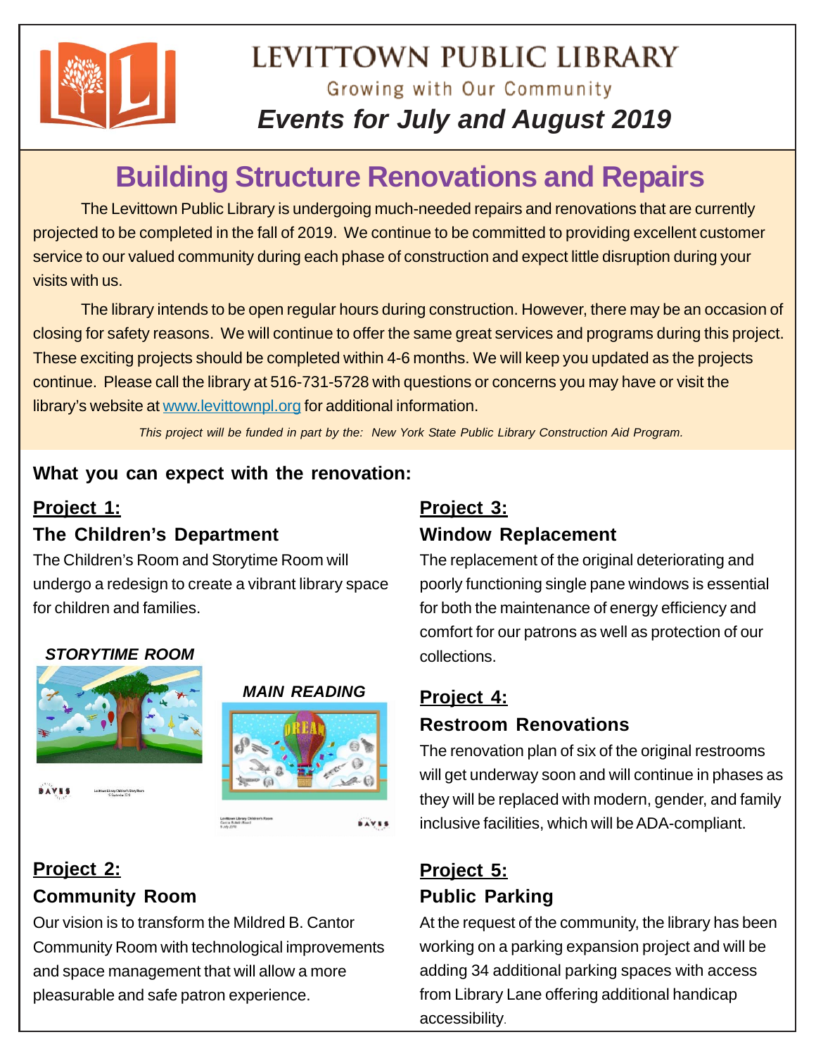# LEVITTOWN PUBLIC LIBRARY

Growing with Our Community

***Events for July and August 2019***

## Building Structure Renovations and Repairs

The Levittown Public Library is undergoing much-needed repairs and renovations that are currently projected to be completed in the fall of 2019. We continue to be committed to providing excellent customer service to our valued community during each phase of construction and expect little disruption during your visits with us.

The library intends to be open regular hours during construction. However, there may be an occasion of closing for safety reasons. We will continue to offer the same great services and programs during this project. These exciting projects should be completed within 4-6 months. We will keep you updated as the projects continue. Please call the library at 516-731-5728 with questions or concerns you may have or visit the library's website at www.levittownpl.org for additional information.

*This project will be funded in part by the: New York State Public Library Construction Aid Program.*

**What you can expect with the renovation:**

### Project 1:
### The Children's Department

The Children's Room and Storytime Room will undergo a redesign to create a vibrant library space for children and families.

***STORYTIME ROOM***

***MAIN READING***

### Project 2:
### Community Room

Our vision is to transform the Mildred B. Cantor Community Room with technological improvements and space management that will allow a more pleasurable and safe patron experience.

### Project 3:
### Window Replacement

The replacement of the original deteriorating and poorly functioning single pane windows is essential for both the maintenance of energy efficiency and comfort for our patrons as well as protection of our collections.

### Project 4:
### Restroom Renovations

The renovation plan of six of the original restrooms will get underway soon and will continue in phases as they will be replaced with modern, gender, and family inclusive facilities, which will be ADA-compliant.

### Project 5:
### Public Parking

At the request of the community, the library has been working on a parking expansion project and will be adding 34 additional parking spaces with access from Library Lane offering additional handicap accessibility.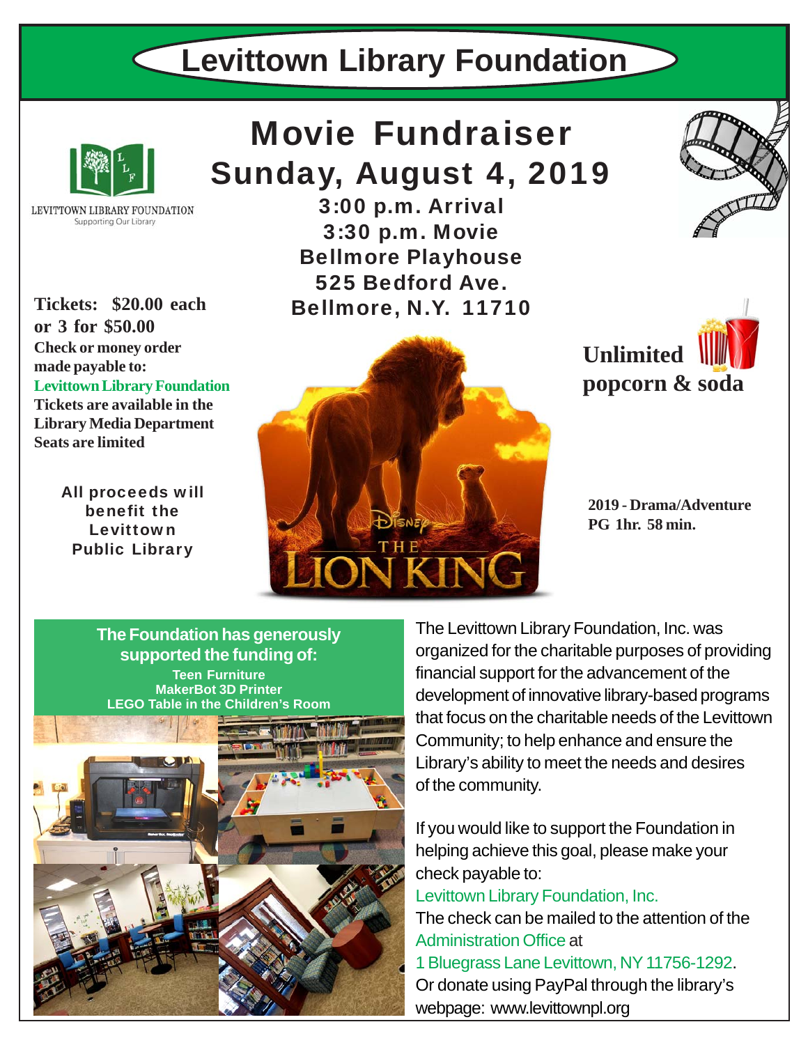# Levittown Library Foundation

LEVITTOWN LIBRARY FOUNDATION
Supporting Our Library

## Movie Fundraiser
## Sunday, August 4, 2019

**3:00 p.m. Arrival**
**3:30 p.m. Movie**
**Bellmore Playhouse**
**525 Bedford Ave.**
**Bellmore, N.Y. 11710**

**Tickets: $20.00 each or 3 for $50.00**
**Check or money order made payable to:**
**Levittown Library Foundation**
**Tickets are available in the Library Media Department**
**Seats are limited**

**All proceeds will benefit the Levittown Public Library**

**Unlimited popcorn & soda**

**2019 - Drama/Adventure**
**PG 1hr. 58 min.**

**The Foundation has generously supported the funding of:**

**Teen Furniture**
**MakerBot 3D Printer**
**LEGO Table in the Children's Room**

The Levittown Library Foundation, Inc. was organized for the charitable purposes of providing financial support for the advancement of the development of innovative library-based programs that focus on the charitable needs of the Levittown Community; to help enhance and ensure the Library's ability to meet the needs and desires of the community.

If you would like to support the Foundation in helping achieve this goal, please make your check payable to:
Levittown Library Foundation, Inc.
The check can be mailed to the attention of the Administration Office at
1 Bluegrass Lane Levittown, NY 11756-1292.
Or donate using PayPal through the library's webpage: www.levittownpl.org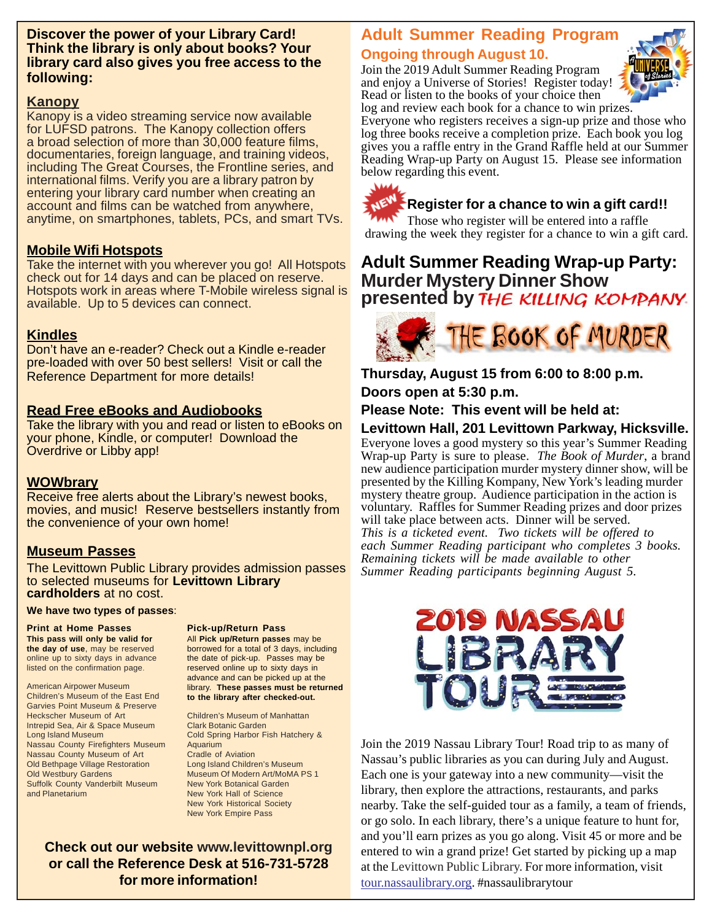**Discover the power of your Library Card! Think the library is only about books? Your library card also gives you free access to the following:**

## Kanopy

Kanopy is a video streaming service now available for LUFSD patrons. The Kanopy collection offers a broad selection of more than 30,000 feature films, documentaries, foreign language, and training videos, including The Great Courses, the Frontline series, and international films. Verify you are a library patron by entering your library card number when creating an account and films can be watched from anywhere, anytime, on smartphones, tablets, PCs, and smart TVs.

## Mobile Wifi Hotspots

Take the internet with you wherever you go! All Hotspots check out for 14 days and can be placed on reserve. Hotspots work in areas where T-Mobile wireless signal is available. Up to 5 devices can connect.

## Kindles

Don't have an e-reader? Check out a Kindle e-reader pre-loaded with over 50 best sellers! Visit or call the Reference Department for more details!

## Read Free eBooks and Audiobooks

Take the library with you and read or listen to eBooks on your phone, Kindle, or computer! Download the Overdrive or Libby app!

## WOWbrary

Receive free alerts about the Library's newest books, movies, and music! Reserve bestsellers instantly from the convenience of your own home!

## Museum Passes

The Levittown Public Library provides admission passes to selected museums for **Levittown Library cardholders** at no cost.

**We have two types of passes**:

**Print at Home Passes**
**This pass will only be valid for the day of use**, may be reserved online up to sixty days in advance listed on the confirmation page.

American Airpower Museum
Children's Museum of the East End
Garvies Point Museum & Preserve
Heckscher Museum of Art
Intrepid Sea, Air & Space Museum
Long Island Museum
Nassau County Firefighters Museum
Nassau County Museum of Art
Old Bethpage Village Restoration
Old Westbury Gardens
Suffolk County Vanderbilt Museum and Planetarium

**Pick-up/Return Pass**
All **Pick up/Return passes** may be borrowed for a total of 3 days, including the date of pick-up. Passes may be reserved online up to sixty days in advance and can be picked up at the library. **These passes must be returned to the library after checked-out.**

Children's Museum of Manhattan
Clark Botanic Garden
Cold Spring Harbor Fish Hatchery & Aquarium
Cradle of Aviation
Long Island Children's Museum
Museum Of Modern Art/MoMA PS 1
New York Botanical Garden
New York Hall of Science
New York Historical Society
New York Empire Pass

**Check out our website www.levittownpl.org or call the Reference Desk at 516-731-5728 for more information!**

## Adult Summer Reading Program

### Ongoing through August 10.

Join the 2019 Adult Summer Reading Program and enjoy a Universe of Stories! Register today! Read or listen to the books of your choice then log and review each book for a chance to win prizes. Everyone who registers receives a sign-up prize and those who log three books receive a completion prize. Each book you log gives you a raffle entry in the Grand Raffle held at our Summer Reading Wrap-up Party on August 15. Please see information below regarding this event.

### NEW Register for a chance to win a gift card!!

Those who register will be entered into a raffle drawing the week they register for a chance to win a gift card.

## Adult Summer Reading Wrap-up Party: Murder Mystery Dinner Show presented by THE KILLING KOMPANY

THE BOOK OF MURDER

**Thursday, August 15 from 6:00 to 8:00 p.m.**
**Doors open at 5:30 p.m.**
**Please Note: This event will be held at:**
**Levittown Hall, 201 Levittown Parkway, Hicksville.**

Everyone loves a good mystery so this year's Summer Reading Wrap-up Party is sure to please. *The Book of Murder*, a brand new audience participation murder mystery dinner show, will be presented by the Killing Kompany, New York's leading murder mystery theatre group. Audience participation in the action is voluntary. Raffles for Summer Reading prizes and door prizes will take place between acts. Dinner will be served.
*This is a ticketed event. Two tickets will be offered to each Summer Reading participant who completes 3 books. Remaining tickets will be made available to other Summer Reading participants beginning August 5.*

## 2019 NASSAU LIBRARY TOUR

Join the 2019 Nassau Library Tour! Road trip to as many of Nassau's public libraries as you can during July and August. Each one is your gateway into a new community—visit the library, then explore the attractions, restaurants, and parks nearby. Take the self-guided tour as a family, a team of friends, or go solo. In each library, there's a unique feature to hunt for, and you'll earn prizes as you go along. Visit 45 or more and be entered to win a grand prize! Get started by picking up a map at the Levittown Public Library. For more information, visit tour.nassaulibrary.org. #nassaulibrarytour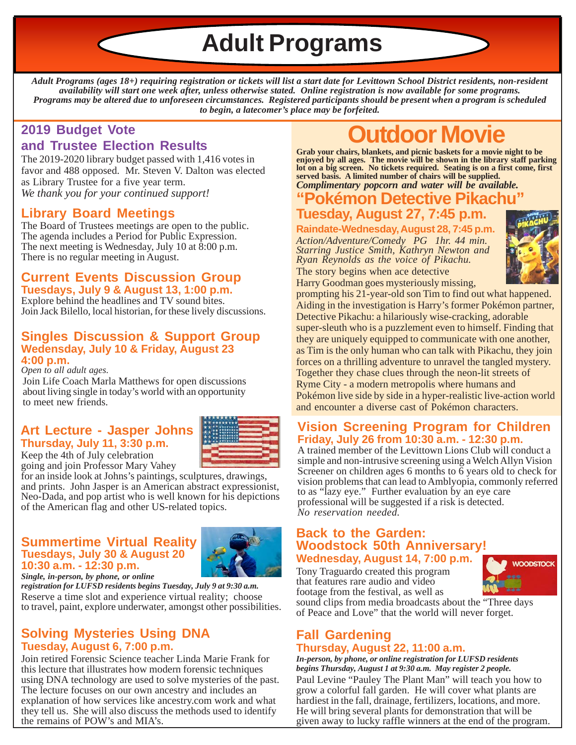# Adult Programs

*Adult Programs (ages 18+) requiring registration or tickets will list a start date for Levittown School District residents, non-resident availability will start one week after, unless otherwise stated. Online registration is now available for some programs. Programs may be altered due to unforeseen circumstances. Registered participants should be present when a program is scheduled to begin, a latecomer's place may be forfeited.*

## 2019 Budget Vote and Trustee Election Results

The 2019-2020 library budget passed with 1,416 votes in favor and 488 opposed. Mr. Steven V. Dalton was elected as Library Trustee for a five year term.
*We thank you for your continued support!*

## Library Board Meetings

The Board of Trustees meetings are open to the public. The agenda includes a Period for Public Expression. The next meeting is Wednesday, July 10 at 8:00 p.m. There is no regular meeting in August.

## Current Events Discussion Group

**Tuesdays, July 9 & August 13, 1:00 p.m.**

Explore behind the headlines and TV sound bites. Join Jack Bilello, local historian, for these lively discussions.

## Singles Discussion & Support Group

**Wedensday, July 10 & Friday, August 23 4:00 p.m.**

*Open to all adult ages.*

Join Life Coach Marla Matthews for open discussions about living single in today's world with an opportunity to meet new friends.

## Art Lecture - Jasper Johns

**Thursday, July 11, 3:30 p.m.**

Keep the 4th of July celebration going and join Professor Mary Vahey for an inside look at Johns's paintings, sculptures, drawings, and prints. John Jasper is an American abstract expressionist, Neo-Dada, and pop artist who is well known for his depictions of the American flag and other US-related topics.

## Summertime Virtual Reality

**Tuesdays, July 30 & August 20 10:30 a.m. - 12:30 p.m.**

***Single, in-person, by phone, or online registration for LUFSD residents begins Tuesday, July 9 at 9:30 a.m.***

Reserve a time slot and experience virtual reality; choose to travel, paint, explore underwater, amongst other possibilities.

## Solving Mysteries Using DNA

**Tuesday, August 6, 7:00 p.m.**

Join retired Forensic Science teacher Linda Marie Frank for this lecture that illustrates how modern forensic techniques using DNA technology are used to solve mysteries of the past. The lecture focuses on our own ancestry and includes an explanation of how services like ancestry.com work and what they tell us. She will also discuss the methods used to identify the remains of POW's and MIA's.

# Outdoor Movie

**Grab your chairs, blankets, and picnic baskets for a movie night to be enjoyed by all ages. The movie will be shown in the library staff parking lot on a big screen. No tickets required. Seating is on a first come, first served basis. A limited number of chairs will be supplied.**
***Complimentary popcorn and water will be available.***

## "Pokémon Detective Pikachu"

**Tuesday, August 27, 7:45 p.m.**

**Raindate-Wednesday, August 28, 7:45 p.m.**

*Action/Adventure/Comedy PG 1hr. 44 min. Starring Justice Smith, Kathryn Newton and Ryan Reynolds as the voice of Pikachu.*

The story begins when ace detective Harry Goodman goes mysteriously missing, prompting his 21-year-old son Tim to find out what happened. Aiding in the investigation is Harry's former Pokémon partner, Detective Pikachu: a hilariously wise-cracking, adorable super-sleuth who is a puzzlement even to himself. Finding that they are uniquely equipped to communicate with one another, as Tim is the only human who can talk with Pikachu, they join forces on a thrilling adventure to unravel the tangled mystery. Together they chase clues through the neon-lit streets of Ryme City - a modern metropolis where humans and Pokémon live side by side in a hyper-realistic live-action world and encounter a diverse cast of Pokémon characters.

## Vision Screening Program for Children

**Friday, July 26 from 10:30 a.m. - 12:30 p.m.**

A trained member of the Levittown Lions Club will conduct a simple and non-intrusive screening using a Welch Allyn Vision Screener on children ages 6 months to 6 years old to check for vision problems that can lead to Amblyopia, commonly referred to as "lazy eye." Further evaluation by an eye care professional will be suggested if a risk is detected.
*No reservation needed.*

## Back to the Garden: Woodstock 50th Anniversary!

**Wednesday, August 14, 7:00 p.m.**

Tony Traguardo created this program that features rare audio and video footage from the festival, as well as sound clips from media broadcasts about the "Three days of Peace and Love" that the world will never forget.

## Fall Gardening

**Thursday, August 22, 11:00 a.m.**

***In-person, by phone, or online registration for LUFSD residents begins Thursday, August 1 at 9:30 a.m. May register 2 people.***

Paul Levine "Pauley The Plant Man" will teach you how to grow a colorful fall garden. He will cover what plants are hardiest in the fall, drainage, fertilizers, locations, and more. He will bring several plants for demonstration that will be given away to lucky raffle winners at the end of the program.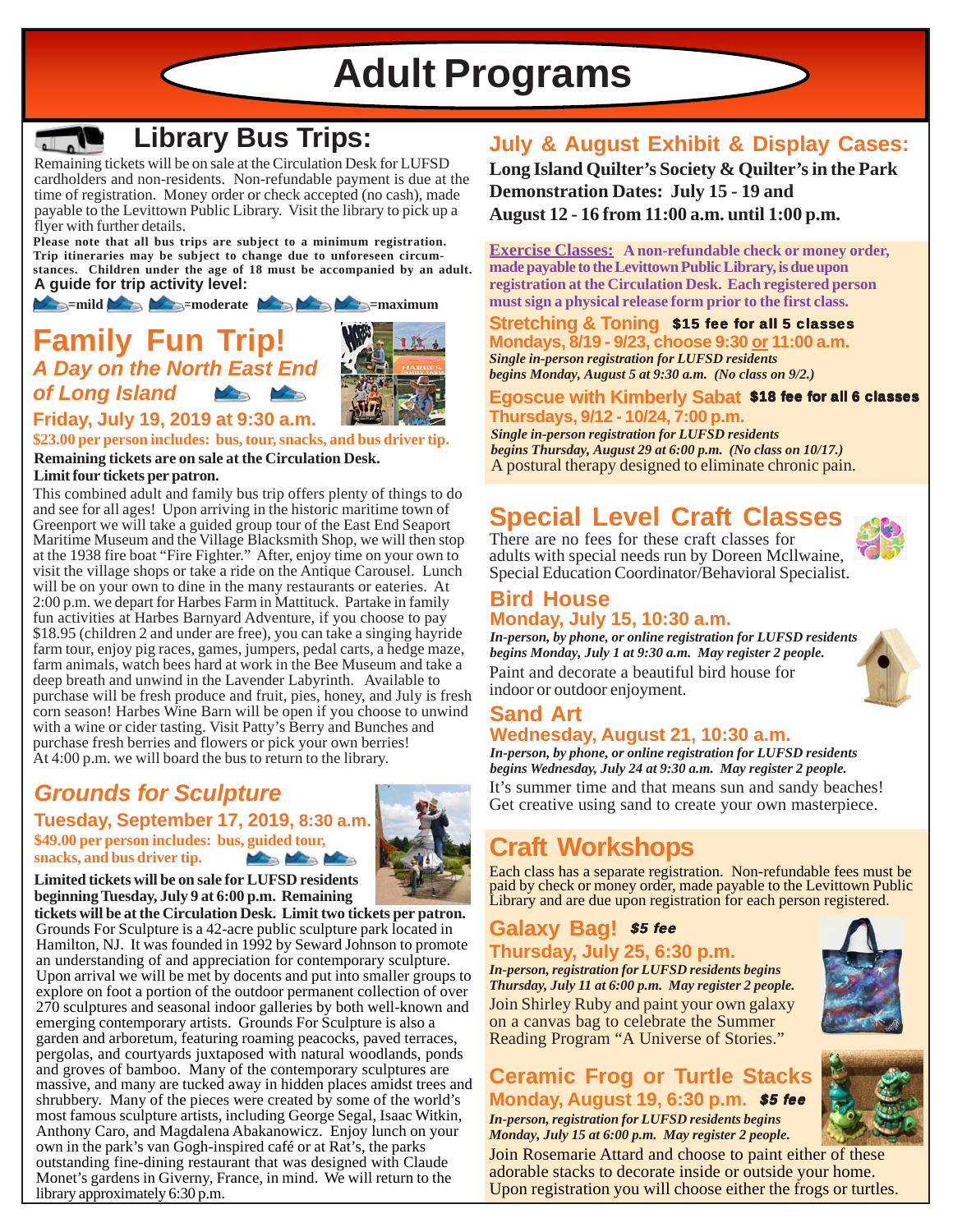# Adult Programs

## Library Bus Trips:

Remaining tickets will be on sale at the Circulation Desk for LUFSD cardholders and non-residents. Non-refundable payment is due at the time of registration. Money order or check accepted (no cash), made payable to the Levittown Public Library. Visit the library to pick up a flyer with further details.

**Please note that all bus trips are subject to a minimum registration. Trip itineraries may be subject to change due to unforeseen circumstances. Children under the age of 18 must be accompanied by an adult.**

**A guide for trip activity level:**

=mild =moderate =maximum

## Family Fun Trip!

### *A Day on the North East End of Long Island*

**Friday, July 19, 2019 at 9:30 a.m.**

**$23.00 per person includes: bus, tour, snacks, and bus driver tip.**

**Remaining tickets are on sale at the Circulation Desk.**
**Limit four tickets per patron.**

This combined adult and family bus trip offers plenty of things to do and see for all ages! Upon arriving in the historic maritime town of Greenport we will take a guided group tour of the East End Seaport Maritime Museum and the Village Blacksmith Shop, we will then stop at the 1938 fire boat "Fire Fighter." After, enjoy time on your own to visit the village shops or take a ride on the Antique Carousel. Lunch will be on your own to dine in the many restaurants or eateries. At 2:00 p.m. we depart for Harbes Farm in Mattituck. Partake in family fun activities at Harbes Barnyard Adventure, if you choose to pay $18.95 (children 2 and under are free), you can take a singing hayride farm tour, enjoy pig races, games, jumpers, pedal carts, a hedge maze, farm animals, watch bees hard at work in the Bee Museum and take a deep breath and unwind in the Lavender Labyrinth. Available to purchase will be fresh produce and fruit, pies, honey, and July is fresh corn season! Harbes Wine Barn will be open if you choose to unwind with a wine or cider tasting. Visit Patty's Berry and Bunches and purchase fresh berries and flowers or pick your own berries! At 4:00 p.m. we will board the bus to return to the library.

## *Grounds for Sculpture*

**Tuesday, September 17, 2019, 8:30 a.m.**

**$49.00 per person includes: bus, guided tour, snacks, and bus driver tip.**

**Limited tickets will be on sale for LUFSD residents beginning Tuesday, July 9 at 6:00 p.m. Remaining tickets will be at the Circulation Desk. Limit two tickets per patron.**

Grounds For Sculpture is a 42-acre public sculpture park located in Hamilton, NJ. It was founded in 1992 by Seward Johnson to promote an understanding of and appreciation for contemporary sculpture. Upon arrival we will be met by docents and put into smaller groups to explore on foot a portion of the outdoor permanent collection of over 270 sculptures and seasonal indoor galleries by both well-known and emerging contemporary artists. Grounds For Sculpture is also a garden and arboretum, featuring roaming peacocks, paved terraces, pergolas, and courtyards juxtaposed with natural woodlands, ponds and groves of bamboo. Many of the contemporary sculptures are massive, and many are tucked away in hidden places amidst trees and shrubbery. Many of the pieces were created by some of the world's most famous sculpture artists, including George Segal, Isaac Witkin, Anthony Caro, and Magdalena Abakanowicz. Enjoy lunch on your own in the park's van Gogh-inspired café or at Rat's, the parks outstanding fine-dining restaurant that was designed with Claude Monet's gardens in Giverny, France, in mind. We will return to the library approximately 6:30 p.m.

## July & August Exhibit & Display Cases:

**Long Island Quilter's Society & Quilter's in the Park**
**Demonstration Dates: July 15 - 19 and August 12 - 16 from 11:00 a.m. until 1:00 p.m.**

**Exercise Classes:** **A non-refundable check or money order, made payable to the Levittown Public Library, is due upon registration at the Circulation Desk. Each registered person must sign a physical release form prior to the first class.**

### Stretching & Toning **$15 fee for all 5 classes**

**Mondays, 8/19 - 9/23, choose 9:30 or 11:00 a.m.**

***Single in-person registration for LUFSD residents begins Monday, August 5 at 9:30 a.m. (No class on 9/2.)***

### Egoscue with Kimberly Sabat **$18 fee for all 6 classes**

**Thursdays, 9/12 - 10/24, 7:00 p.m.**

***Single in-person registration for LUFSD residents begins Thursday, August 29 at 6:00 p.m. (No class on 10/17.)***

A postural therapy designed to eliminate chronic pain.

## Special Level Craft Classes

There are no fees for these craft classes for adults with special needs run by Doreen Mcllwaine, Special Education Coordinator/Behavioral Specialist.

### Bird House

**Monday, July 15, 10:30 a.m.**

***In-person, by phone, or online registration for LUFSD residents begins Monday, July 1 at 9:30 a.m. May register 2 people.***

Paint and decorate a beautiful bird house for indoor or outdoor enjoyment.

### Sand Art

**Wednesday, August 21, 10:30 a.m.**

***In-person, by phone, or online registration for LUFSD residents begins Wednesday, July 24 at 9:30 a.m. May register 2 people.***

It's summer time and that means sun and sandy beaches! Get creative using sand to create your own masterpiece.

## Craft Workshops

Each class has a separate registration. Non-refundable fees must be paid by check or money order, made payable to the Levittown Public Library and are due upon registration for each person registered.

### Galaxy Bag! *$5 fee*

**Thursday, July 25, 6:30 p.m.**

***In-person, registration for LUFSD residents begins Thursday, July 11 at 6:00 p.m. May register 2 people.***

Join Shirley Ruby and paint your own galaxy on a canvas bag to celebrate the Summer Reading Program "A Universe of Stories."

### Ceramic Frog or Turtle Stacks

**Monday, August 19, 6:30 p.m.** ***$5 fee***

***In-person, registration for LUFSD residents begins Monday, July 15 at 6:00 p.m. May register 2 people.***

Join Rosemarie Attard and choose to paint either of these adorable stacks to decorate inside or outside your home. Upon registration you will choose either the frogs or turtles.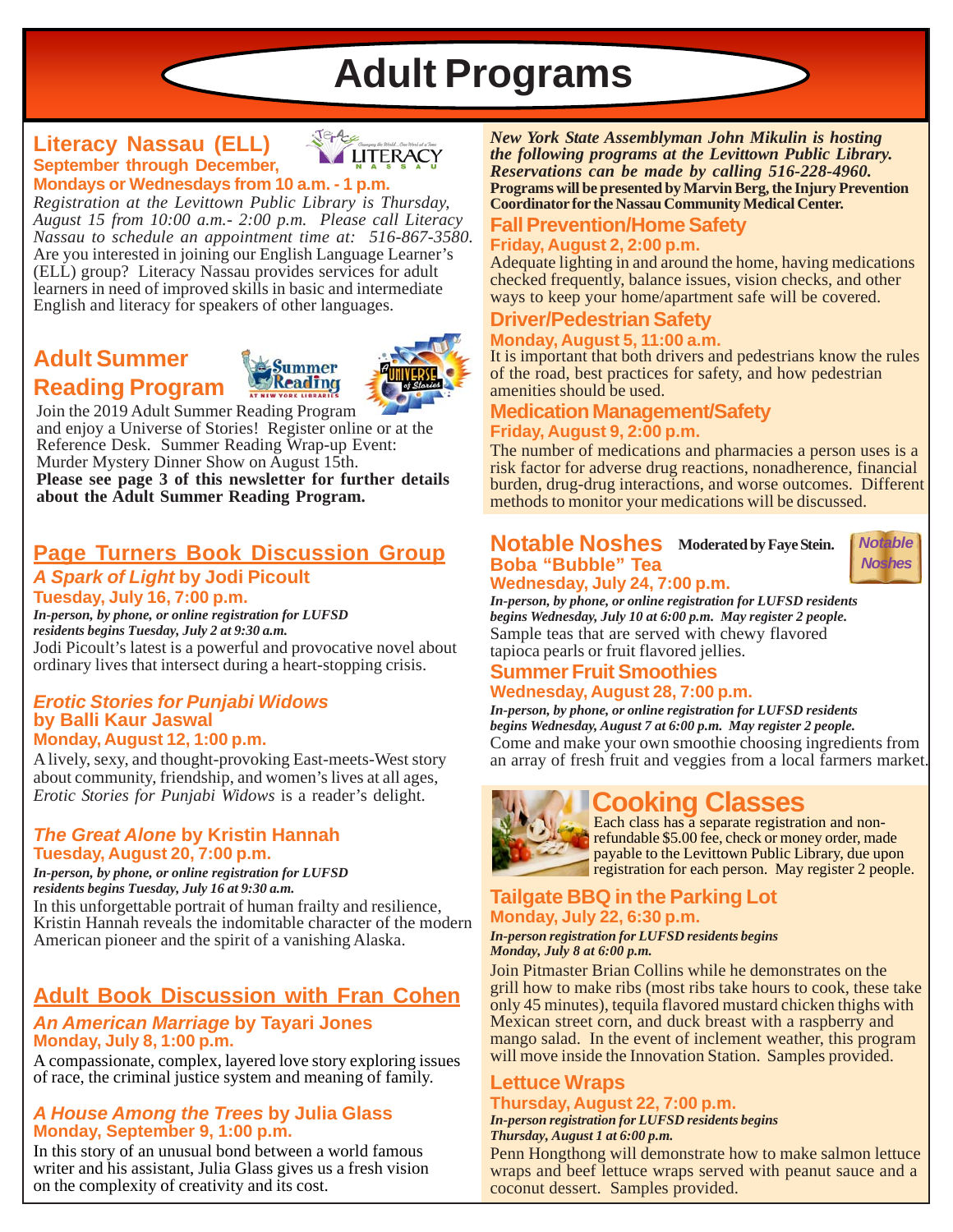# Adult Programs

## Literacy Nassau (ELL)

**September through December, Mondays or Wednesdays from 10 a.m. - 1 p.m.**

*Registration at the Levittown Public Library is Thursday, August 15 from 10:00 a.m.- 2:00 p.m. Please call Literacy Nassau to schedule an appointment time at: 516-867-3580.* Are you interested in joining our English Language Learner's (ELL) group? Literacy Nassau provides services for adult learners in need of improved skills in basic and intermediate English and literacy for speakers of other languages.

## Adult Summer Reading Program

Join the 2019 Adult Summer Reading Program and enjoy a Universe of Stories! Register online or at the Reference Desk. Summer Reading Wrap-up Event: Murder Mystery Dinner Show on August 15th.
**Please see page 3 of this newsletter for further details about the Adult Summer Reading Program.**

## Page Turners Book Discussion Group

### *A Spark of Light* by Jodi Picoult

**Tuesday, July 16, 7:00 p.m.**

***In-person, by phone, or online registration for LUFSD residents begins Tuesday, July 2 at 9:30 a.m.***

Jodi Picoult's latest is a powerful and provocative novel about ordinary lives that intersect during a heart-stopping crisis.

### *Erotic Stories for Punjabi Widows* by Balli Kaur Jaswal

**Monday, August 12, 1:00 p.m.**

A lively, sexy, and thought-provoking East-meets-West story about community, friendship, and women's lives at all ages, *Erotic Stories for Punjabi Widows* is a reader's delight.

### *The Great Alone* by Kristin Hannah

**Tuesday, August 20, 7:00 p.m.**

***In-person, by phone, or online registration for LUFSD residents begins Tuesday, July 16 at 9:30 a.m.***

In this unforgettable portrait of human frailty and resilience, Kristin Hannah reveals the indomitable character of the modern American pioneer and the spirit of a vanishing Alaska.

## Adult Book Discussion with Fran Cohen

### *An American Marriage* by Tayari Jones

**Monday, July 8, 1:00 p.m.**

A compassionate, complex, layered love story exploring issues of race, the criminal justice system and meaning of family.

### *A House Among the Trees* by Julia Glass

**Monday, September 9, 1:00 p.m.**

In this story of an unusual bond between a world famous writer and his assistant, Julia Glass gives us a fresh vision on the complexity of creativity and its cost.

***New York State Assemblyman John Mikulin is hosting the following programs at the Levittown Public Library. Reservations can be made by calling 516-228-4960.***
**Programs will be presented by Marvin Berg, the Injury Prevention Coordinator for the Nassau Community Medical Center.**

### Fall Prevention/Home Safety

**Friday, August 2, 2:00 p.m.**

Adequate lighting in and around the home, having medications checked frequently, balance issues, vision checks, and other ways to keep your home/apartment safe will be covered.

### Driver/Pedestrian Safety

**Monday, August 5, 11:00 a.m.**

It is important that both drivers and pedestrians know the rules of the road, best practices for safety, and how pedestrian amenities should be used.

### Medication Management/Safety

**Friday, August 9, 2:00 p.m.**

The number of medications and pharmacies a person uses is a risk factor for adverse drug reactions, nonadherence, financial burden, drug-drug interactions, and worse outcomes. Different methods to monitor your medications will be discussed.

## Notable Noshes

**Moderated by Faye Stein.**

### Boba "Bubble" Tea

**Wednesday, July 24, 7:00 p.m.**

***In-person, by phone, or online registration for LUFSD residents begins Wednesday, July 10 at 6:00 p.m. May register 2 people.***

Sample teas that are served with chewy flavored tapioca pearls or fruit flavored jellies.

### Summer Fruit Smoothies

**Wednesday, August 28, 7:00 p.m.**

***In-person, by phone, or online registration for LUFSD residents begins Wednesday, August 7 at 6:00 p.m. May register 2 people.***

Come and make your own smoothie choosing ingredients from an array of fresh fruit and veggies from a local farmers market.

## Cooking Classes

Each class has a separate registration and non-refundable $5.00 fee, check or money order, made payable to the Levittown Public Library, due upon registration for each person. May register 2 people.

### Tailgate BBQ in the Parking Lot

**Monday, July 22, 6:30 p.m.**

***In-person registration for LUFSD residents begins Monday, July 8 at 6:00 p.m.***

Join Pitmaster Brian Collins while he demonstrates on the grill how to make ribs (most ribs take hours to cook, these take only 45 minutes), tequila flavored mustard chicken thighs with Mexican street corn, and duck breast with a raspberry and mango salad. In the event of inclement weather, this program will move inside the Innovation Station. Samples provided.

### Lettuce Wraps

**Thursday, August 22, 7:00 p.m.**

***In-person registration for LUFSD residents begins Thursday, August 1 at 6:00 p.m.***

Penn Hongthong will demonstrate how to make salmon lettuce wraps and beef lettuce wraps served with peanut sauce and a coconut dessert. Samples provided.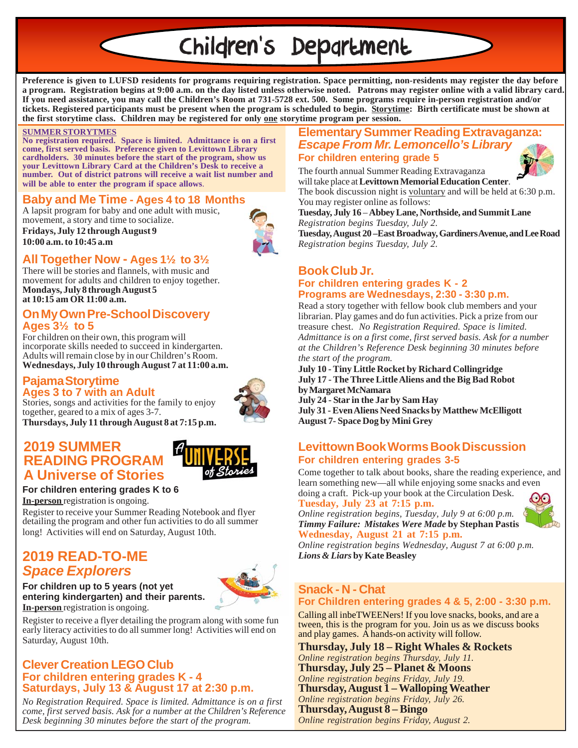# Children's Department

**Preference is given to LUFSD residents for programs requiring registration. Space permitting, non-residents may register the day before a program. Registration begins at 9:00 a.m. on the day listed unless otherwise noted. Patrons may register online with a valid library card. If you need assistance, you may call the Children's Room at 731-5728 ext. 500. Some programs require in-person registration and/or tickets. Registered participants must be present when the program is scheduled to begin. Storytime: Birth certificate must be shown at the first storytime class. Children may be registered for only one storytime program per session.**

**SUMMER STORYTMES**
**No registration required. Space is limited. Admittance is on a first come, first served basis. Preference given to Levittown Library cardholders. 30 minutes before the start of the program, show us your Levittown Library Card at the Children's Desk to receive a number. Out of district patrons will receive a wait list number and will be able to enter the program if space allows.**

## Baby and Me Time - Ages 4 to 18 Months

A lapsit program for baby and one adult with music, movement, a story and time to socialize.
**Fridays, July 12 through August 9**
**10:00 a.m. to 10:45 a.m**

## All Together Now - Ages 1½ to 3½

There will be stories and flannels, with music and movement for adults and children to enjoy together.
**Mondays, July 8 through August 5**
**at 10:15 am OR 11:00 a.m.**

## On My Own Pre-School Discovery
### Ages 3½ to 5

For children on their own, this program will incorporate skills needed to succeed in kindergarten. Adults will remain close by in our Children's Room.
**Wednesdays, July 10 through August 7 at 11:00 a.m.**

## Pajama Storytime
### Ages 3 to 7 with an Adult

Stories, songs and activities for the family to enjoy together, geared to a mix of ages 3-7.
**Thursdays, July 11 through August 8 at 7:15 p.m.**

## 2019 SUMMER READING PROGRAM A Universe of Stories

**For children entering grades K to 6**
**In-person** registration is ongoing.

Register to receive your Summer Reading Notebook and flyer detailing the program and other fun activities to do all summer long! Activities will end on Saturday, August 10th.

## 2019 READ-TO-ME *Space Explorers*

**For children up to 5 years (not yet entering kindergarten) and their parents.**
**In-person** registration is ongoing.

Register to receive a flyer detailing the program along with some fun early literacy activities to do all summer long! Activities will end on Saturday, August 10th.

## Clever Creation LEGO Club
### For children entering grades K - 4
### Saturdays, July 13 & August 17 at 2:30 p.m.

*No Registration Required. Space is limited. Admittance is on a first come, first served basis. Ask for a number at the Children's Reference Desk beginning 30 minutes before the start of the program.*

## Elementary Summer Reading Extravaganza: *Escape From Mr. Lemoncello's Library*
### For children entering grade 5

The fourth annual Summer Reading Extravaganza will take place at **Levittown Memorial Education Center**.
The book discussion night is voluntary and will be held at 6:30 p.m. You may register online as follows:
**Tuesday, July 16 – Abbey Lane, Northside, and Summit Lane**
*Registration begins Tuesday, July 2.*
**Tuesday, August 20 –East Broadway, Gardiners Avenue, and Lee Road**
*Registration begins Tuesday, July 2.*

## Book Club Jr.
### For children entering grades K - 2
### Programs are Wednesdays, 2:30 - 3:30 p.m.

Read a story together with fellow book club members and your librarian. Play games and do fun activities. Pick a prize from our treasure chest. *No Registration Required. Space is limited. Admittance is on a first come, first served basis. Ask for a number at the Children's Reference Desk beginning 30 minutes before the start of the program.*

**July 10 - Tiny Little Rocket by Richard Collingridge**
**July 17 - The Three Little Aliens and the Big Bad Robot by Margaret McNamara**
**July 24 - Star in the Jar by Sam Hay**
**July 31 - Even Aliens Need Snacks by Matthew McElligott**
**August 7- Space Dog by Mini Grey**

## Levittown Book Worms Book Discussion
### For children entering grades 3-5

Come together to talk about books, share the reading experience, and learn something new—all while enjoying some snacks and even doing a craft. Pick-up your book at the Circulation Desk.

**Tuesday, July 23 at 7:15 p.m.**
*Online registration begins, Tuesday, July 9 at 6:00 p.m.*
***Timmy Failure: Mistakes Were Made*** **by Stephan Pastis**

**Wednesday, August 21 at 7:15 p.m.**
*Online registration begins Wednesday, August 7 at 6:00 p.m.*
***Lions & Liars*** **by Kate Beasley**

## Snack - N - Chat
### For Children entering grades 4 & 5, 2:00 - 3:30 p.m.

Calling all inbeTWEENers! If you love snacks, books, and are a tween, this is the program for you. Join us as we discuss books and play games. A hands-on activity will follow.

**Thursday, July 18 – Right Whales & Rockets**
*Online registration begins Thursday, July 11.*
**Thursday, July 25 – Planet & Moons**
*Online registration begins Friday, July 19.*
**Thursday, August 1 – Walloping Weather**
*Online registration begins Friday, July 26.*
**Thursday, August 8 – Bingo**
*Online registration begins Friday, August 2.*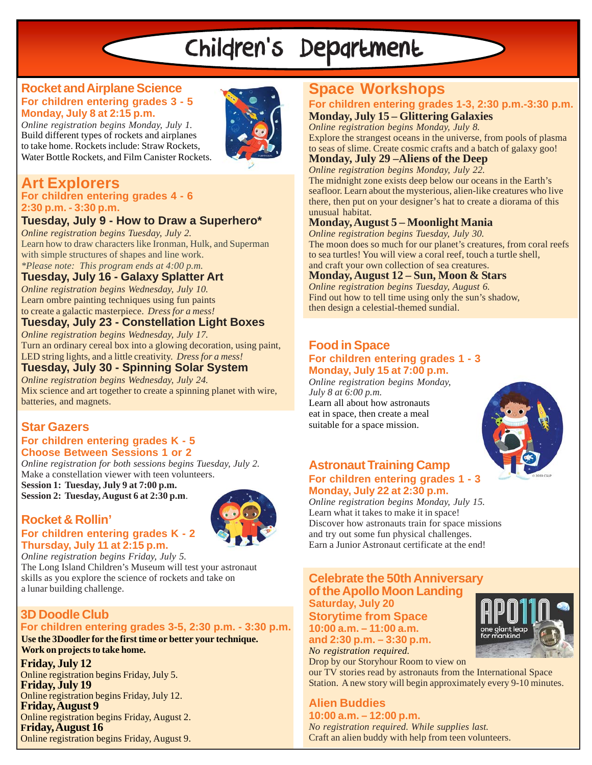# Children's Department

## Rocket and Airplane Science

**For children entering grades 3 - 5**
**Monday, July 8 at 2:15 p.m.**

*Online registration begins Monday, July 1.*
Build different types of rockets and airplanes to take home. Rockets include: Straw Rockets, Water Bottle Rockets, and Film Canister Rockets.

## Art Explorers

**For children entering grades 4 - 6**
**2:30 p.m. - 3:30 p.m.**

### Tuesday, July 9 - How to Draw a Superhero*

*Online registration begins Tuesday, July 2.*
Learn how to draw characters like Ironman, Hulk, and Superman with simple structures of shapes and line work.
**Please note: This program ends at 4:00 p.m.*

### Tuesday, July 16 - Galaxy Splatter Art

*Online registration begins Wednesday, July 10.*
Learn ombre painting techniques using fun paints to create a galactic masterpiece. *Dress for a mess!*

### Tuesday, July 23 - Constellation Light Boxes

*Online registration begins Wednesday, July 17.*
Turn an ordinary cereal box into a glowing decoration, using paint, LED string lights, and a little creativity. *Dress for a mess!*

### Tuesday, July 30 - Spinning Solar System

*Online registration begins Wednesday, July 24.*
Mix science and art together to create a spinning planet with wire, batteries, and magnets.

## Star Gazers

**For children entering grades K - 5**
**Choose Between Sessions 1 or 2**

*Online registration for both sessions begins Tuesday, July 2.*
Make a constellation viewer with teen volunteers.
**Session 1: Tuesday, July 9 at 7:00 p.m.**
**Session 2: Tuesday, August 6 at 2:30 p.m.**

## Rocket & Rollin'

**For children entering grades K - 2**
**Thursday, July 11 at 2:15 p.m.**

*Online registration begins Friday, July 5.*
The Long Island Children's Museum will test your astronaut skills as you explore the science of rockets and take on a lunar building challenge.

## 3D Doodle Club

**For children entering grades 3-5, 2:30 p.m. - 3:30 p.m.**

**Use the 3Doodler for the first time or better your technique. Work on projects to take home.**

**Friday, July 12**
Online registration begins Friday, July 5.
**Friday, July 19**
Online registration begins Friday, July 12.
**Friday, August 9**
Online registration begins Friday, August 2.
**Friday, August 16**
Online registration begins Friday, August 9.

## Space Workshops

**For children entering grades 1-3, 2:30 p.m.-3:30 p.m.**

### Monday, July 15 – Glittering Galaxies

*Online registration begins Monday, July 8.*
Explore the strangest oceans in the universe, from pools of plasma to seas of slime. Create cosmic crafts and a batch of galaxy goo!

### Monday, July 29 – Aliens of the Deep

*Online registration begins Monday, July 22.*
The midnight zone exists deep below our oceans in the Earth's seafloor. Learn about the mysterious, alien-like creatures who live there, then put on your designer's hat to create a diorama of this unusual habitat.

### Monday, August 5 – Moonlight Mania

*Online registration begins Tuesday, July 30.*
The moon does so much for our planet's creatures, from coral reefs to sea turtles! You will view a coral reef, touch a turtle shell, and craft your own collection of sea creatures.

### Monday, August 12 – Sun, Moon & Stars

*Online registration begins Tuesday, August 6.*
Find out how to tell time using only the sun's shadow, then design a celestial-themed sundial.

## Food in Space

**For children entering grades 1 - 3**
**Monday, July 15 at 7:00 p.m.**

*Online registration begins Monday, July 8 at 6:00 p.m.*
Learn all about how astronauts eat in space, then create a meal suitable for a space mission.

## Astronaut Training Camp

**For children entering grades 1 - 3**
**Monday, July 22 at 2:30 p.m.**

*Online registration begins Monday, July 15.*
Learn what it takes to make it in space! Discover how astronauts train for space missions and try out some fun physical challenges. Earn a Junior Astronaut certificate at the end!

## Celebrate the 50th Anniversary of the Apollo Moon Landing

**Saturday, July 20**

### Storytime from Space

**10:00 a.m. – 11:00 a.m. and 2:30 p.m. – 3:30 p.m.**

*No registration required.*
Drop by our Storyhour Room to view on our TV stories read by astronauts from the International Space Station. A new story will begin approximately every 9-10 minutes.

### Alien Buddies

**10:00 a.m. – 12:00 p.m.**

*No registration required. While supplies last.*
Craft an alien buddy with help from teen volunteers.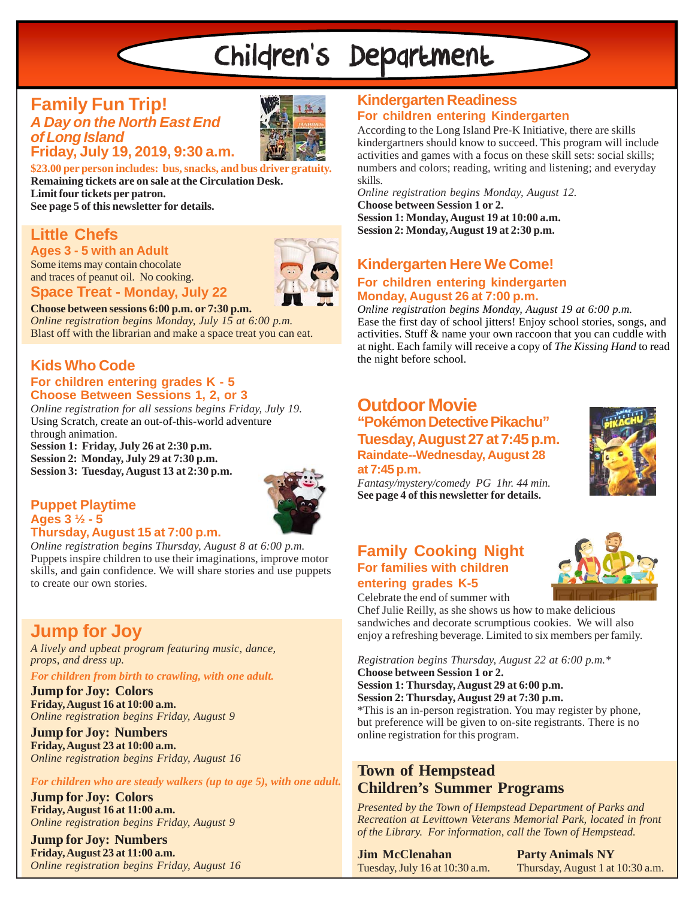# Children's Department

## Family Fun Trip!

### *A Day on the North East End of Long Island*

### Friday, July 19, 2019, 9:30 a.m.

**$23.00 per person includes: bus, snacks, and bus driver gratuity.**
**Remaining tickets are on sale at the Circulation Desk.**
**Limit four tickets per patron.**
**See page 5 of this newsletter for details.**

## Little Chefs

### Ages 3 - 5 with an Adult

Some items may contain chocolate and traces of peanut oil. No cooking.

### Space Treat - Monday, July 22

**Choose between sessions 6:00 p.m. or 7:30 p.m.**
*Online registration begins Monday, July 15 at 6:00 p.m.*
Blast off with the librarian and make a space treat you can eat.

## Kids Who Code

### For children entering grades K - 5

### Choose Between Sessions 1, 2, or 3

*Online registration for all sessions begins Friday, July 19.*
Using Scratch, create an out-of-this-world adventure through animation.
**Session 1: Friday, July 26 at 2:30 p.m.**
**Session 2: Monday, July 29 at 7:30 p.m.**
**Session 3: Tuesday, August 13 at 2:30 p.m.**

## Puppet Playtime

### Ages 3 ½ - 5

### Thursday, August 15 at 7:00 p.m.

*Online registration begins Thursday, August 8 at 6:00 p.m.*
Puppets inspire children to use their imaginations, improve motor skills, and gain confidence. We will share stories and use puppets to create our own stories.

## Jump for Joy

*A lively and upbeat program featuring music, dance, props, and dress up.*

*For children from birth to crawling, with one adult.*

**Jump for Joy: Colors**
**Friday, August 16 at 10:00 a.m.**
*Online registration begins Friday, August 9*

**Jump for Joy: Numbers**
**Friday, August 23 at 10:00 a.m.**
*Online registration begins Friday, August 16*

*For children who are steady walkers (up to age 5), with one adult.*

**Jump for Joy: Colors**
**Friday, August 16 at 11:00 a.m.**
*Online registration begins Friday, August 9*

**Jump for Joy: Numbers**
**Friday, August 23 at 11:00 a.m.**
*Online registration begins Friday, August 16*

## Kindergarten Readiness

### For children entering Kindergarten

According to the Long Island Pre-K Initiative, there are skills kindergartners should know to succeed. This program will include activities and games with a focus on these skill sets: social skills; numbers and colors; reading, writing and listening; and everyday skills.
*Online registration begins Monday, August 12.*
**Choose between Session 1 or 2.**
**Session 1: Monday, August 19 at 10:00 a.m.**
**Session 2: Monday, August 19 at 2:30 p.m.**

## Kindergarten Here We Come!

### For children entering kindergarten

### Monday, August 26 at 7:00 p.m.

*Online registration begins Monday, August 19 at 6:00 p.m.*
Ease the first day of school jitters! Enjoy school stories, songs, and activities. Stuff & name your own raccoon that you can cuddle with at night. Each family will receive a copy of *The Kissing Hand* to read the night before school.

## Outdoor Movie

### "Pokémon Detective Pikachu"

### Tuesday, August 27 at 7:45 p.m.

### Raindate--Wednesday, August 28 at 7:45 p.m.

*Fantasy/mystery/comedy PG 1hr. 44 min.*
**See page 4 of this newsletter for details.**

## Family Cooking Night

### For families with children entering grades K-5

Celebrate the end of summer with Chef Julie Reilly, as she shows us how to make delicious sandwiches and decorate scrumptious cookies. We will also enjoy a refreshing beverage. Limited to six members per family.

*Registration begins Thursday, August 22 at 6:00 p.m.\**
**Choose between Session 1 or 2.**
**Session 1: Thursday, August 29 at 6:00 p.m.**
**Session 2: Thursday, August 29 at 7:30 p.m.**
\*This is an in-person registration. You may register by phone, but preference will be given to on-site registrants. There is no online registration for this program.

## Town of Hempstead Children's Summer Programs

*Presented by the Town of Hempstead Department of Parks and Recreation at Levittown Veterans Memorial Park, located in front of the Library. For information, call the Town of Hempstead.*

**Jim McClenahan**
Tuesday, July 16 at 10:30 a.m.

**Party Animals NY**
Thursday, August 1 at 10:30 a.m.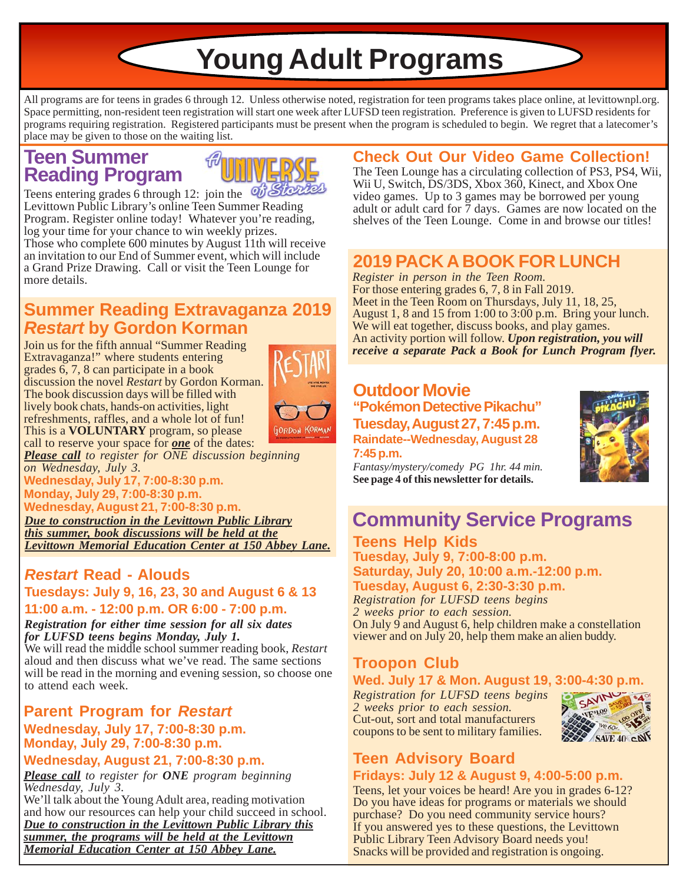# Young Adult Programs

All programs are for teens in grades 6 through 12. Unless otherwise noted, registration for teen programs takes place online, at levittownpl.org. Space permitting, non-resident teen registration will start one week after LUFSD teen registration. Preference is given to LUFSD residents for programs requiring registration. Registered participants must be present when the program is scheduled to begin. We regret that a latecomer's place may be given to those on the waiting list.

## Teen Summer Reading Program

A UNIVERSE of Stories

Teens entering grades 6 through 12: join the Levittown Public Library's online Teen Summer Reading Program. Register online today! Whatever you're reading, log your time for your chance to win weekly prizes. Those who complete 600 minutes by August 11th will receive an invitation to our End of Summer event, which will include a Grand Prize Drawing. Call or visit the Teen Lounge for more details.

## Summer Reading Extravaganza 2019 *Restart* by Gordon Korman

Join us for the fifth annual "Summer Reading Extravaganza!" where students entering grades 6, 7, 8 can participate in a book discussion the novel *Restart* by Gordon Korman. The book discussion days will be filled with lively book chats, hands-on activities, light refreshments, raffles, and a whole lot of fun! This is a **VOLUNTARY** program, so please call to reserve your space for ***one*** of the dates:

***Please call*** *to register for ONE discussion beginning on Wednesday, July 3.*

**Wednesday, July 17, 7:00-8:30 p.m.**
**Monday, July 29, 7:00-8:30 p.m.**
**Wednesday, August 21, 7:00-8:30 p.m.**

***Due to construction in the Levittown Public Library this summer, book discussions will be held at the Levittown Memorial Education Center at 150 Abbey Lane.***

## *Restart* Read - Alouds

**Tuesdays: July 9, 16, 23, 30 and August 6 & 13**
**11:00 a.m. - 12:00 p.m. OR 6:00 - 7:00 p.m.**

***Registration for either time session for all six dates for LUFSD teens begins Monday, July 1.***

We will read the middle school summer reading book, *Restart* aloud and then discuss what we've read. The same sections will be read in the morning and evening session, so choose one to attend each week.

## Parent Program for *Restart*

**Wednesday, July 17, 7:00-8:30 p.m.**
**Monday, July 29, 7:00-8:30 p.m.**
**Wednesday, August 21, 7:00-8:30 p.m.**

***Please call*** *to register for* ***ONE*** *program beginning Wednesday, July 3.*

We'll talk about the Young Adult area, reading motivation and how our resources can help your child succeed in school.

***Due to construction in the Levittown Public Library this summer, the programs will be held at the Levittown Memorial Education Center at 150 Abbey Lane.***

## Check Out Our Video Game Collection!

The Teen Lounge has a circulating collection of PS3, PS4, Wii, Wii U, Switch, DS/3DS, Xbox 360, Kinect, and Xbox One video games. Up to 3 games may be borrowed per young adult or adult card for 7 days. Games are now located on the shelves of the Teen Lounge. Come in and browse our titles!

## 2019 PACK A BOOK FOR LUNCH

*Register in person in the Teen Room.*

For those entering grades 6, 7, 8 in Fall 2019. Meet in the Teen Room on Thursdays, July 11, 18, 25, August 1, 8 and 15 from 1:00 to 3:00 p.m. Bring your lunch. We will eat together, discuss books, and play games. An activity portion will follow. ***Upon registration, you will receive a separate Pack a Book for Lunch Program flyer.***

## Outdoor Movie

**"Pokémon Detective Pikachu"**
**Tuesday, August 27, 7:45 p.m.**
**Raindate--Wednesday, August 28 7:45 p.m.**

*Fantasy/mystery/comedy PG 1hr. 44 min.*
**See page 4 of this newsletter for details.**

## Community Service Programs

### Teens Help Kids

**Tuesday, July 9, 7:00-8:00 p.m.**
**Saturday, July 20, 10:00 a.m.-12:00 p.m.**
**Tuesday, August 6, 2:30-3:30 p.m.**

*Registration for LUFSD teens begins 2 weeks prior to each session.*

On July 9 and August 6, help children make a constellation viewer and on July 20, help them make an alien buddy.

### Troopon Club

**Wed. July 17 & Mon. August 19, 3:00-4:30 p.m.**

*Registration for LUFSD teens begins 2 weeks prior to each session.*

Cut-out, sort and total manufacturers coupons to be sent to military families.

### Teen Advisory Board

**Fridays: July 12 & August 9, 4:00-5:00 p.m.**

Teens, let your voices be heard! Are you in grades 6-12? Do you have ideas for programs or materials we should purchase? Do you need community service hours? If you answered yes to these questions, the Levittown Public Library Teen Advisory Board needs you! Snacks will be provided and registration is ongoing.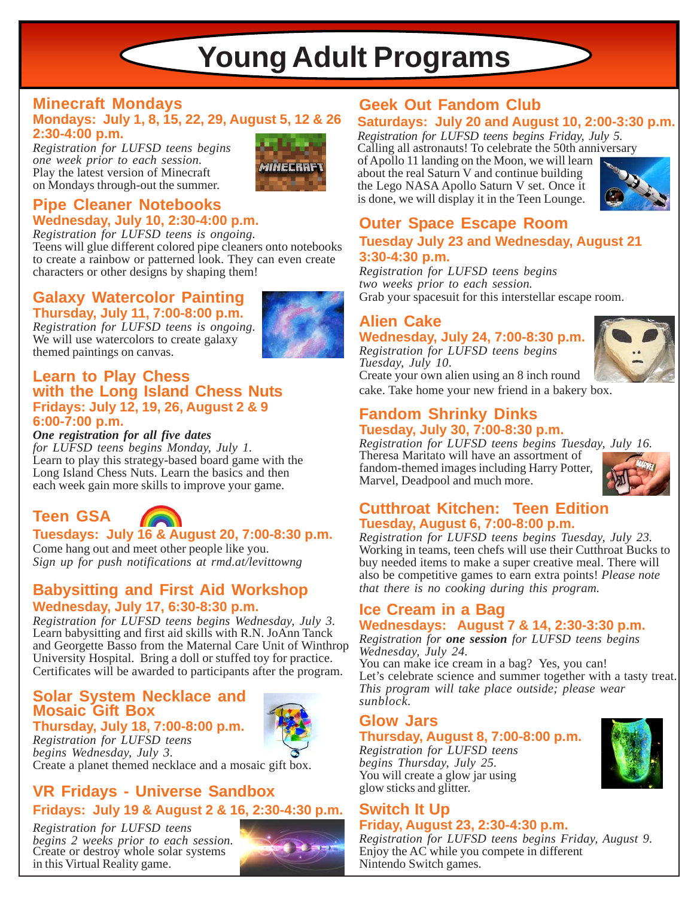# Young Adult Programs

## Minecraft Mondays

**Mondays: July 1, 8, 15, 22, 29, August 5, 12 & 26**
**2:30-4:00 p.m.**

*Registration for LUFSD teens begins one week prior to each session.*
Play the latest version of Minecraft on Mondays through-out the summer.

## Pipe Cleaner Notebooks

**Wednesday, July 10, 2:30-4:00 p.m.**

*Registration for LUFSD teens is ongoing.*
Teens will glue different colored pipe cleaners onto notebooks to create a rainbow or patterned look. They can even create characters or other designs by shaping them!

## Galaxy Watercolor Painting

**Thursday, July 11, 7:00-8:00 p.m.**

*Registration for LUFSD teens is ongoing.*
We will use watercolors to create galaxy themed paintings on canvas.

## Learn to Play Chess with the Long Island Chess Nuts

**Fridays: July 12, 19, 26, August 2 & 9**
**6:00-7:00 p.m.**

***One registration for all five dates***
*for LUFSD teens begins Monday, July 1.*
Learn to play this strategy-based board game with the Long Island Chess Nuts. Learn the basics and then each week gain more skills to improve your game.

## Teen GSA

**Tuesdays: July 16 & August 20, 7:00-8:30 p.m.**

Come hang out and meet other people like you.
*Sign up for push notifications at rmd.at/levittowng*

## Babysitting and First Aid Workshop

**Wednesday, July 17, 6:30-8:30 p.m.**

*Registration for LUFSD teens begins Wednesday, July 3.*
Learn babysitting and first aid skills with R.N. JoAnn Tanck and Georgette Basso from the Maternal Care Unit of Winthrop University Hospital. Bring a doll or stuffed toy for practice. Certificates will be awarded to participants after the program.

## Solar System Necklace and Mosaic Gift Box

**Thursday, July 18, 7:00-8:00 p.m.**

*Registration for LUFSD teens begins Wednesday, July 3.*
Create a planet themed necklace and a mosaic gift box.

## VR Fridays - Universe Sandbox

**Fridays: July 19 & August 2 & 16, 2:30-4:30 p.m.**

*Registration for LUFSD teens begins 2 weeks prior to each session.*
Create or destroy whole solar systems in this Virtual Reality game.

## Geek Out Fandom Club

**Saturdays: July 20 and August 10, 2:00-3:30 p.m.**

*Registration for LUFSD teens begins Friday, July 5.*
Calling all astronauts! To celebrate the 50th anniversary of Apollo 11 landing on the Moon, we will learn about the real Saturn V and continue building the Lego NASA Apollo Saturn V set. Once it is done, we will display it in the Teen Lounge.

## Outer Space Escape Room

**Tuesday July 23 and Wednesday, August 21**
**3:30-4:30 p.m.**

*Registration for LUFSD teens begins two weeks prior to each session.*
Grab your spacesuit for this interstellar escape room.

## Alien Cake

**Wednesday, July 24, 7:00-8:30 p.m.**

*Registration for LUFSD teens begins Tuesday, July 10.*
Create your own alien using an 8 inch round cake. Take home your new friend in a bakery box.

## Fandom Shrinky Dinks

**Tuesday, July 30, 7:00-8:30 p.m.**

*Registration for LUFSD teens begins Tuesday, July 16.*
Theresa Maritato will have an assortment of fandom-themed images including Harry Potter, Marvel, Deadpool and much more.

## Cutthroat Kitchen: Teen Edition

**Tuesday, August 6, 7:00-8:00 p.m.**

*Registration for LUFSD teens begins Tuesday, July 23.*
Working in teams, teen chefs will use their Cutthroat Bucks to buy needed items to make a super creative meal. There will also be competitive games to earn extra points! *Please note that there is no cooking during this program.*

## Ice Cream in a Bag

**Wednesdays: August 7 & 14, 2:30-3:30 p.m.**

*Registration for* ***one session*** *for LUFSD teens begins Wednesday, July 24.*
You can make ice cream in a bag? Yes, you can!
Let's celebrate science and summer together with a tasty treat.
*This program will take place outside; please wear sunblock.*

## Glow Jars

**Thursday, August 8, 7:00-8:00 p.m.**

*Registration for LUFSD teens begins Thursday, July 25.*
You will create a glow jar using glow sticks and glitter.

## Switch It Up

**Friday, August 23, 2:30-4:30 p.m.**

*Registration for LUFSD teens begins Friday, August 9.*
Enjoy the AC while you compete in different Nintendo Switch games.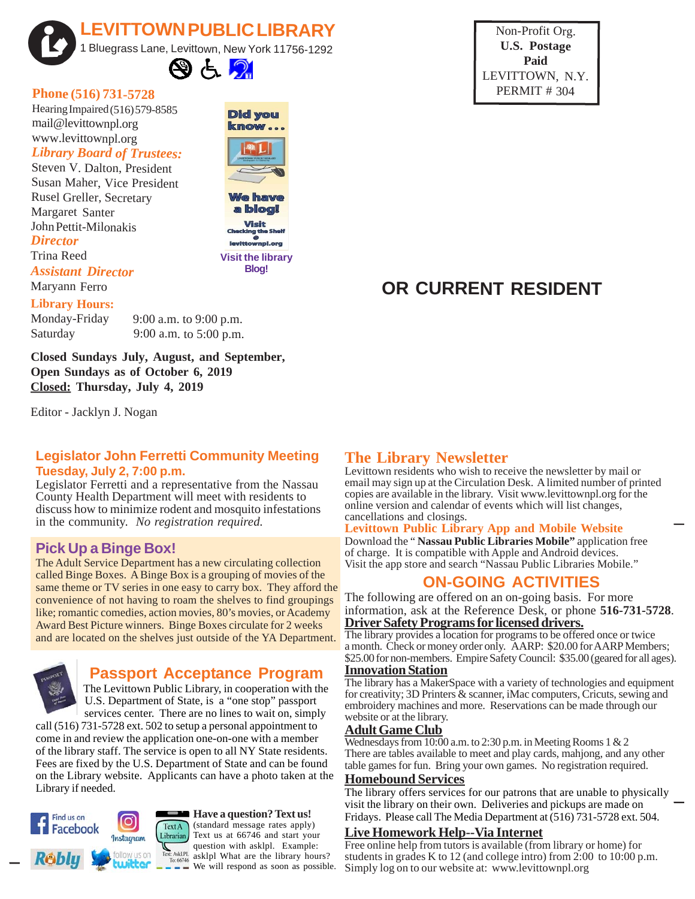# LEVITTOWN PUBLIC LIBRARY

1 Bluegrass Lane, Levittown, New York 11756-1292

Non-Profit Org.
**U.S. Postage Paid**
LEVITTOWN, N.Y.
PERMIT # 304

**Phone (516) 731-5728**
Hearing Impaired (516) 579-8585
mail@levittownpl.org
www.levittownpl.org

***Library Board of Trustees:***
Steven V. Dalton, President
Susan Maher, Vice President
Rusel Greller, Secretary
Margaret Santer
John Pettit-Milonakis

***Director***
Trina Reed

***Assistant Director***
Maryann Ferro

**Library Hours:**

| | |
|---|---|
| Monday-Friday | 9:00 a.m. to 9:00 p.m. |
| Saturday | 9:00 a.m. to 5:00 p.m. |

**Closed Sundays July, August, and September, Open Sundays as of October 6, 2019**
**Closed: Thursday, July 4, 2019**

Editor - Jacklyn J. Nogan

Did you know . . .
We have a blog!
Visit Checking the Shelf @ levittownpl.org
Visit the library Blog!

**OR CURRENT RESIDENT**

## Legislator John Ferretti Community Meeting

**Tuesday, July 2, 7:00 p.m.**

Legislator Ferretti and a representative from the Nassau County Health Department will meet with residents to discuss how to minimize rodent and mosquito infestations in the community. *No registration required.*

## Pick Up a Binge Box!

The Adult Service Department has a new circulating collection called Binge Boxes. A Binge Box is a grouping of movies of the same theme or TV series in one easy to carry box. They afford the convenience of not having to roam the shelves to find groupings like; romantic comedies, action movies, 80's movies, or Academy Award Best Picture winners. Binge Boxes circulate for 2 weeks and are located on the shelves just outside of the YA Department.

## Passport Acceptance Program

The Levittown Public Library, in cooperation with the U.S. Department of State, is a "one stop" passport services center. There are no lines to wait on, simply call (516) 731-5728 ext. 502 to setup a personal appointment to come in and review the application one-on-one with a member of the library staff. The service is open to all NY State residents. Fees are fixed by the U.S. Department of State and can be found on the Library website. Applicants can have a photo taken at the Library if needed.

Find us on Facebook | Instagram | Robly | follow us on twitter

**Have a question? Text us!**
(standard message rates apply) Text us at 66746 and start your question with askIpl. Example: askIpl What are the library hours? We will respond as soon as possible.

## The Library Newsletter

Levittown residents who wish to receive the newsletter by mail or email may sign up at the Circulation Desk. A limited number of printed copies are available in the library. Visit www.levittownpl.org for the online version and calendar of events which will list changes, cancellations and closings.

**Levittown Public Library App and Mobile Website**
Download the " **Nassau Public Libraries Mobile"** application free of charge. It is compatible with Apple and Android devices. Visit the app store and search "Nassau Public Libraries Mobile."

## ON-GOING ACTIVITIES

The following are offered on an on-going basis. For more information, ask at the Reference Desk, or phone **516-731-5728**.

**Driver Safety Programs for licensed drivers.**
The library provides a location for programs to be offered once or twice a month. Check or money order only. AARP: $20.00 for AARP Members; $25.00 for non-members. Empire Safety Council: $35.00 (geared for all ages).

**Innovation Station**
The library has a MakerSpace with a variety of technologies and equipment for creativity; 3D Printers & scanner, iMac computers, Cricuts, sewing and embroidery machines and more. Reservations can be made through our website or at the library.

**Adult Game Club**
Wednesdays from 10:00 a.m. to 2:30 p.m. in Meeting Rooms 1 & 2
There are tables available to meet and play cards, mahjong, and any other table games for fun. Bring your own games. No registration required.

**Homebound Services**
The library offers services for our patrons that are unable to physically visit the library on their own. Deliveries and pickups are made on Fridays. Please call The Media Department at (516) 731-5728 ext. 504.

**Live Homework Help--Via Internet**
Free online help from tutors is available (from library or home) for students in grades K to 12 (and college intro) from 2:00 to 10:00 p.m. Simply log on to our website at: www.levittownpl.org